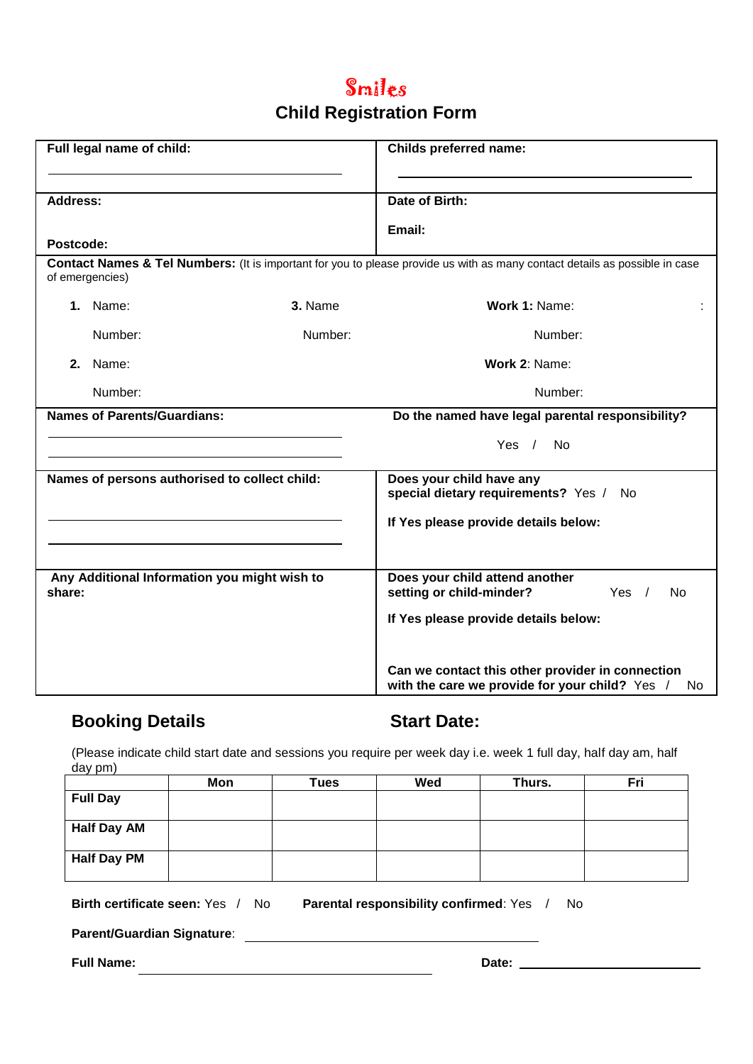# Smiles

## Child Registration Form

**Full legal name of child:**

**Childs preferred name:**

**Address:**

**Postcode:**

**Date of Birth:**

**Email:**

**Contact Names & Tel Numbers:** (It is important for you to please provide us with as many contact details as possible in case of emergencies)

**1.** Name:

Number:

**2.** Name:

Number:

**3.** Name

Number:

**Work 1:** Name:

Number:

**Work 2**: Name:

Number:

**Names of Parents/Guardians:**

**Do the named have legal parental responsibility?**

Yes / No

**Names of persons authorised to collect child:**

**Does your child have any special dietary requirements?** Yes / No

**If Yes please provide details below:**

**Any Additional Information you might wish to share:**

**Does your child attend another setting or child-minder?** Yes / No

**If Yes please provide details below:**

**Can we contact this other provider in connection with the care we provide for your child?** Yes / No

## Booking Details

## Start Date:

(Please indicate child start date and sessions you require per week day i.e. week 1 full day, half day am, half day pm)

| | Mon | Tues | Wed | Thurs. | Fri |
|---|---|---|---|---|---|
| **Full Day** | | | | | |
| **Half Day AM** | | | | | |
| **Half Day PM** | | | | | |

**Birth certificate seen:** Yes / No **Parental responsibility confirmed**: Yes / No

**Parent/Guardian Signature**:

**Full Name:**

**Date:**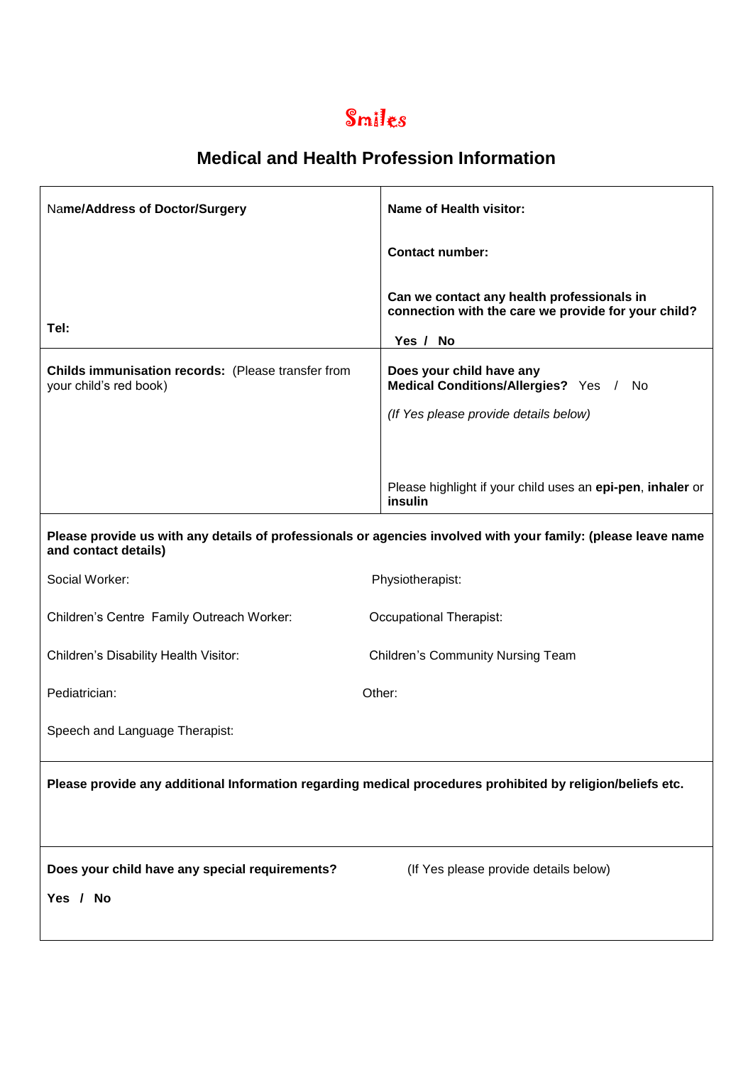# Smiles

## Medical and Health Profession Information

| Name/Address of Doctor/Surgery<br><br><br><br>**Tel:** | **Name of Health visitor:**<br><br>**Contact number:**<br><br>**Can we contact any health professionals in connection with the care we provide for your child?**<br><br>**Yes / No** |
|---|---|
| **Childs immunisation records:** (Please transfer from your child's red book) | **Does your child have any Medical Conditions/Allergies?** Yes / No<br><br>*(If Yes please provide details below)*<br><br><br>Please highlight if your child uses an **epi-pen**, **inhaler** or **insulin** |

**Please provide us with any details of professionals or agencies involved with your family: (please leave name and contact details)**

Social Worker:

Physiotherapist:

Children's Centre Family Outreach Worker:

Occupational Therapist:

Children's Disability Health Visitor:

Children's Community Nursing Team

Pediatrician:

Other:

Speech and Language Therapist:

**Please provide any additional Information regarding medical procedures prohibited by religion/beliefs etc.**

**Does your child have any special requirements?** (If Yes please provide details below)

**Yes / No**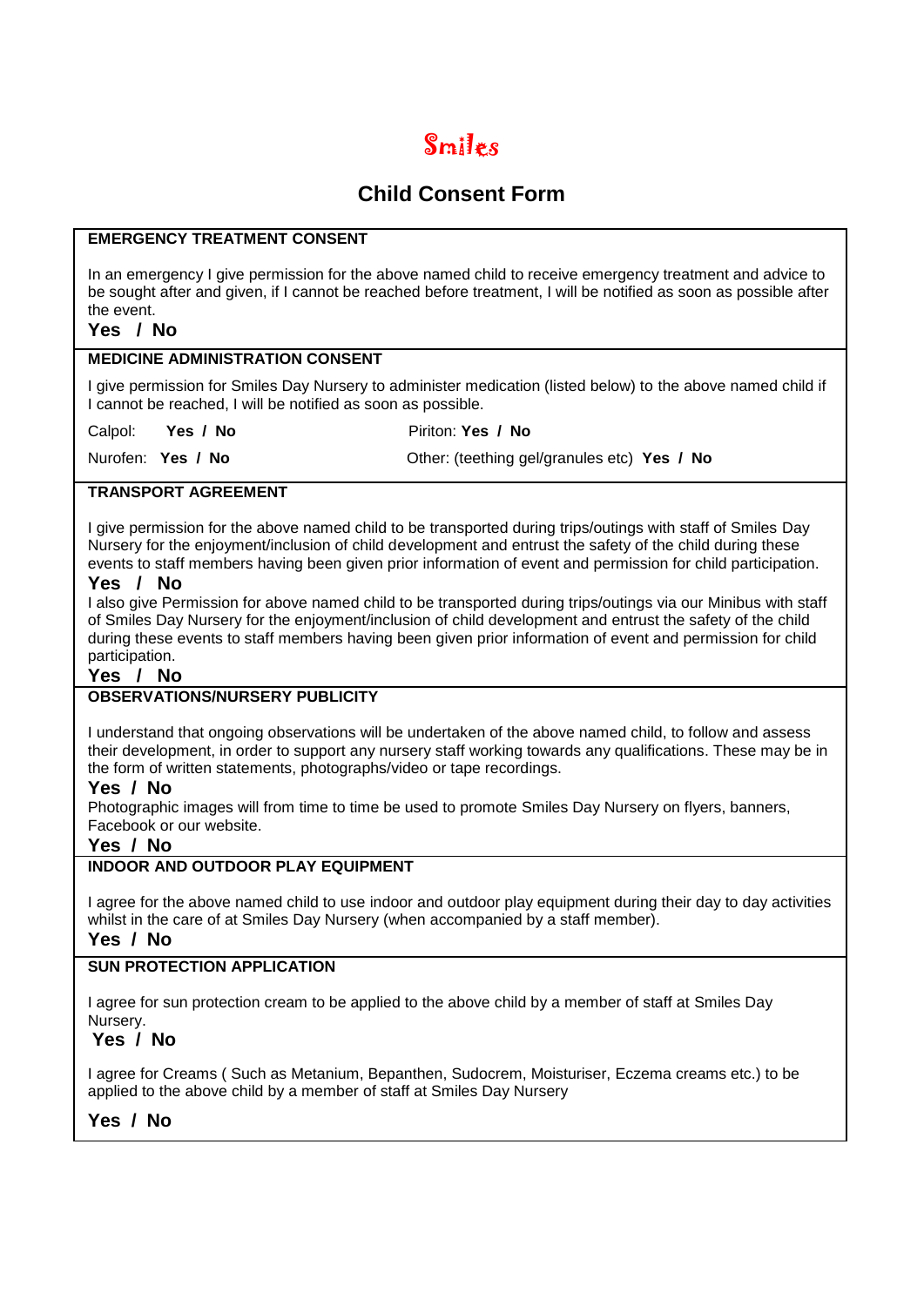# Smiles

## Child Consent Form

### EMERGENCY TREATMENT CONSENT

In an emergency I give permission for the above named child to receive emergency treatment and advice to be sought after and given, if I cannot be reached before treatment, I will be notified as soon as possible after the event.

**Yes / No**

### MEDICINE ADMINISTRATION CONSENT

I give permission for Smiles Day Nursery to administer medication (listed below) to the above named child if I cannot be reached, I will be notified as soon as possible.

Calpol: **Yes / No**

Piriton: **Yes / No**

Nurofen: **Yes / No**

Other: (teething gel/granules etc) **Yes / No**

### TRANSPORT AGREEMENT

I give permission for the above named child to be transported during trips/outings with staff of Smiles Day Nursery for the enjoyment/inclusion of child development and entrust the safety of the child during these events to staff members having been given prior information of event and permission for child participation.

**Yes / No**

I also give Permission for above named child to be transported during trips/outings via our Minibus with staff of Smiles Day Nursery for the enjoyment/inclusion of child development and entrust the safety of the child during these events to staff members having been given prior information of event and permission for child participation.

**Yes / No**

### OBSERVATIONS/NURSERY PUBLICITY

I understand that ongoing observations will be undertaken of the above named child, to follow and assess their development, in order to support any nursery staff working towards any qualifications. These may be in the form of written statements, photographs/video or tape recordings.

**Yes / No**

Photographic images will from time to time be used to promote Smiles Day Nursery on flyers, banners, Facebook or our website.

**Yes / No**

### INDOOR AND OUTDOOR PLAY EQUIPMENT

I agree for the above named child to use indoor and outdoor play equipment during their day to day activities whilst in the care of at Smiles Day Nursery (when accompanied by a staff member).

**Yes / No**

### SUN PROTECTION APPLICATION

I agree for sun protection cream to be applied to the above child by a member of staff at Smiles Day Nursery.

**Yes / No**

I agree for Creams ( Such as Metanium, Bepanthen, Sudocrem, Moisturiser, Eczema creams etc.) to be applied to the above child by a member of staff at Smiles Day Nursery

**Yes / No**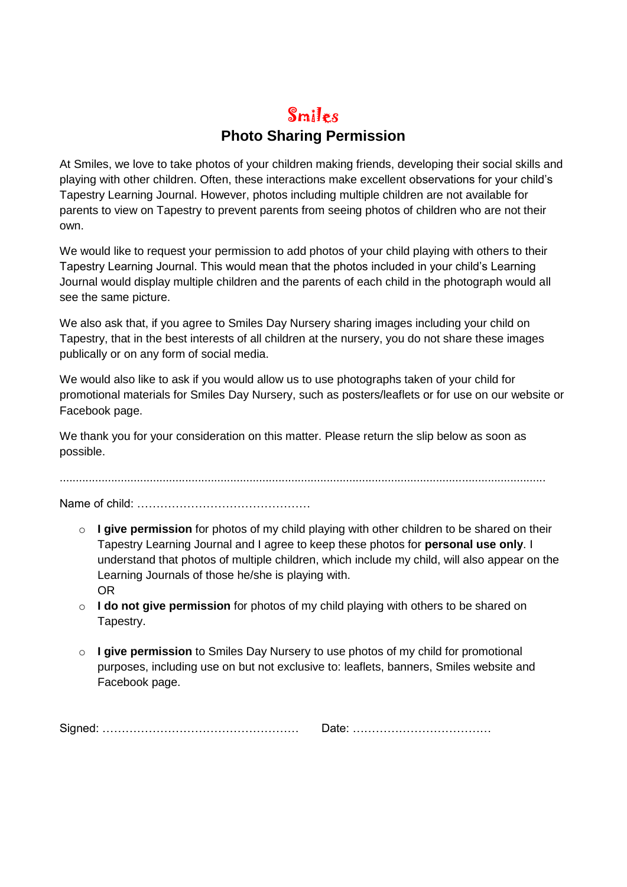# Smiles

## Photo Sharing Permission

At Smiles, we love to take photos of your children making friends, developing their social skills and playing with other children. Often, these interactions make excellent observations for your child's Tapestry Learning Journal. However, photos including multiple children are not available for parents to view on Tapestry to prevent parents from seeing photos of children who are not their own.

We would like to request your permission to add photos of your child playing with others to their Tapestry Learning Journal. This would mean that the photos included in your child's Learning Journal would display multiple children and the parents of each child in the photograph would all see the same picture.

We also ask that, if you agree to Smiles Day Nursery sharing images including your child on Tapestry, that in the best interests of all children at the nursery, you do not share these images publically or on any form of social media.

We would also like to ask if you would allow us to use photographs taken of your child for promotional materials for Smiles Day Nursery, such as posters/leaflets or for use on our website or Facebook page.

We thank you for your consideration on this matter. Please return the slip below as soon as possible.

.................................................................................................................................................

Name of child: ………………………………………

- **I give permission** for photos of my child playing with other children to be shared on their Tapestry Learning Journal and I agree to keep these photos for **personal use only**. I understand that photos of multiple children, which include my child, will also appear on the Learning Journals of those he/she is playing with.
  OR
- **I do not give permission** for photos of my child playing with others to be shared on Tapestry.

- **I give permission** to Smiles Day Nursery to use photos of my child for promotional purposes, including use on but not exclusive to: leaflets, banners, Smiles website and Facebook page.

Signed: …………………………………………… Date: ………………………………